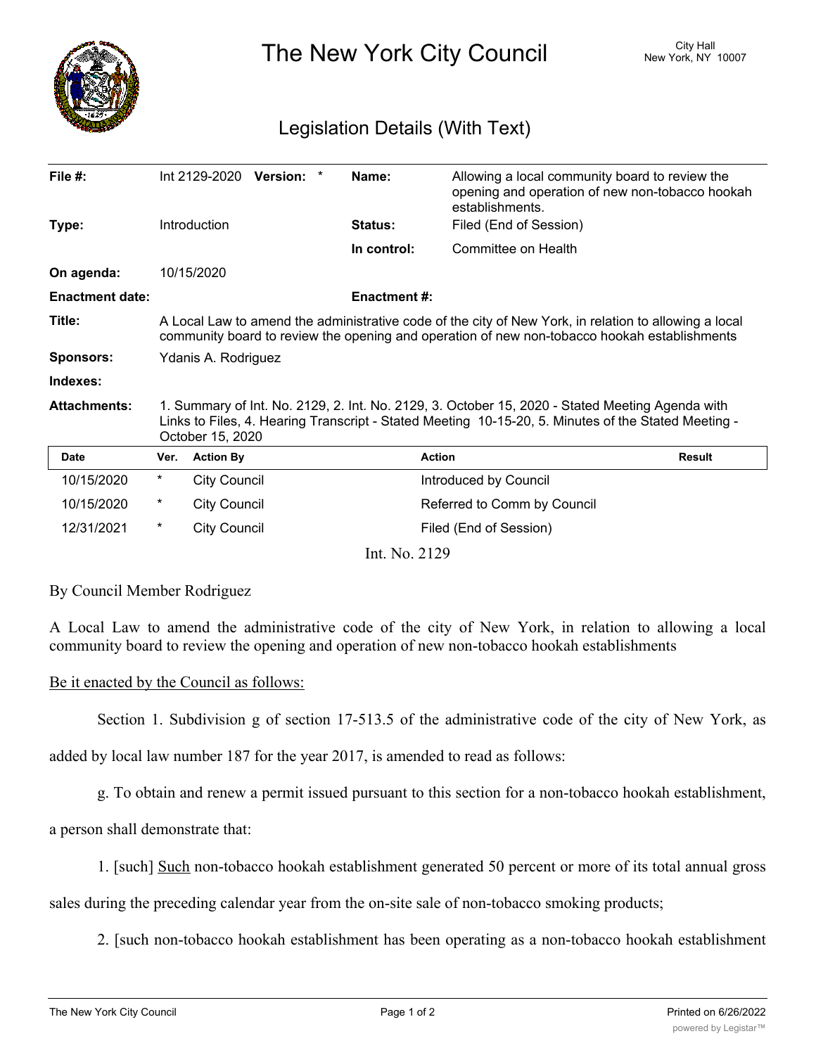# The New York City Council

City Hall
New York, NY 10007

## Legislation Details (With Text)

| | | | |
|---|---|---|---|
| **File #:** | Int 2129-2020 **Version:** * | **Name:** | Allowing a local community board to review the opening and operation of new non-tobacco hookah establishments. |
| **Type:** | Introduction | **Status:** | Filed (End of Session) |
| | | **In control:** | Committee on Health |
| **On agenda:** | 10/15/2020 | | |
| **Enactment date:** | | **Enactment #:** | |

**Title:** A Local Law to amend the administrative code of the city of New York, in relation to allowing a local community board to review the opening and operation of new non-tobacco hookah establishments

**Sponsors:** Ydanis A. Rodriguez

**Indexes:**

**Attachments:** 1. Summary of Int. No. 2129, 2. Int. No. 2129, 3. October 15, 2020 - Stated Meeting Agenda with Links to Files, 4. Hearing Transcript - Stated Meeting 10-15-20, 5. Minutes of the Stated Meeting - October 15, 2020

| Date | Ver. | Action By | Action | Result |
|---|---|---|---|---|
| 10/15/2020 | * | City Council | Introduced by Council | |
| 10/15/2020 | * | City Council | Referred to Comm by Council | |
| 12/31/2021 | * | City Council | Filed (End of Session) | |

Int. No. 2129

By Council Member Rodriguez

A Local Law to amend the administrative code of the city of New York, in relation to allowing a local community board to review the opening and operation of new non-tobacco hookah establishments

Be it enacted by the Council as follows:

Section 1. Subdivision g of section 17-513.5 of the administrative code of the city of New York, as added by local law number 187 for the year 2017, is amended to read as follows:

g. To obtain and renew a permit issued pursuant to this section for a non-tobacco hookah establishment, a person shall demonstrate that:

1. [such] Such non-tobacco hookah establishment generated 50 percent or more of its total annual gross sales during the preceding calendar year from the on-site sale of non-tobacco smoking products;

2. [such non-tobacco hookah establishment has been operating as a non-tobacco hookah establishment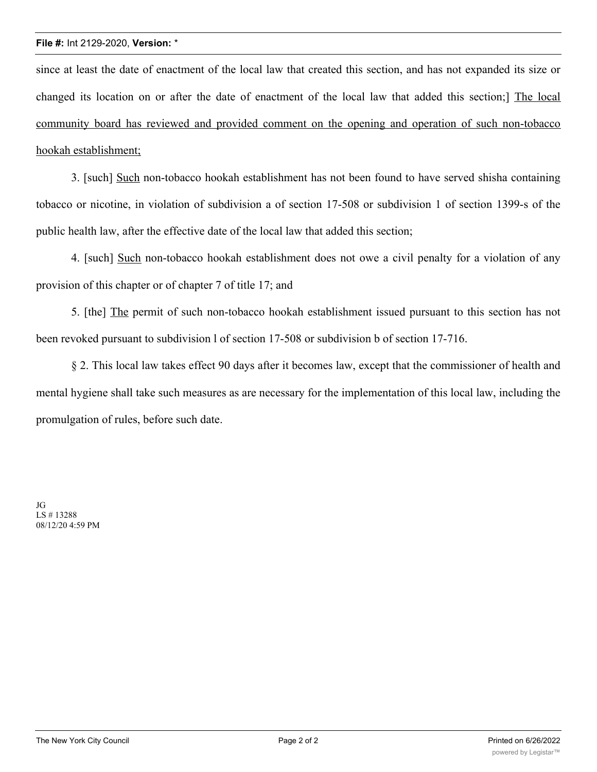since at least the date of enactment of the local law that created this section, and has not expanded its size or changed its location on or after the date of enactment of the local law that added this section;] <u>The local community board has reviewed and provided comment on the opening and operation of such non-tobacco hookah establishment;</u>

3. [such] <u>Such</u> non-tobacco hookah establishment has not been found to have served shisha containing tobacco or nicotine, in violation of subdivision a of section 17-508 or subdivision 1 of section 1399-s of the public health law, after the effective date of the local law that added this section;

4. [such] <u>Such</u> non-tobacco hookah establishment does not owe a civil penalty for a violation of any provision of this chapter or of chapter 7 of title 17; and

5. [the] <u>The</u> permit of such non-tobacco hookah establishment issued pursuant to this section has not been revoked pursuant to subdivision l of section 17-508 or subdivision b of section 17-716.

§ 2. This local law takes effect 90 days after it becomes law, except that the commissioner of health and mental hygiene shall take such measures as are necessary for the implementation of this local law, including the promulgation of rules, before such date.

JG
LS # 13288
08/12/20 4:59 PM